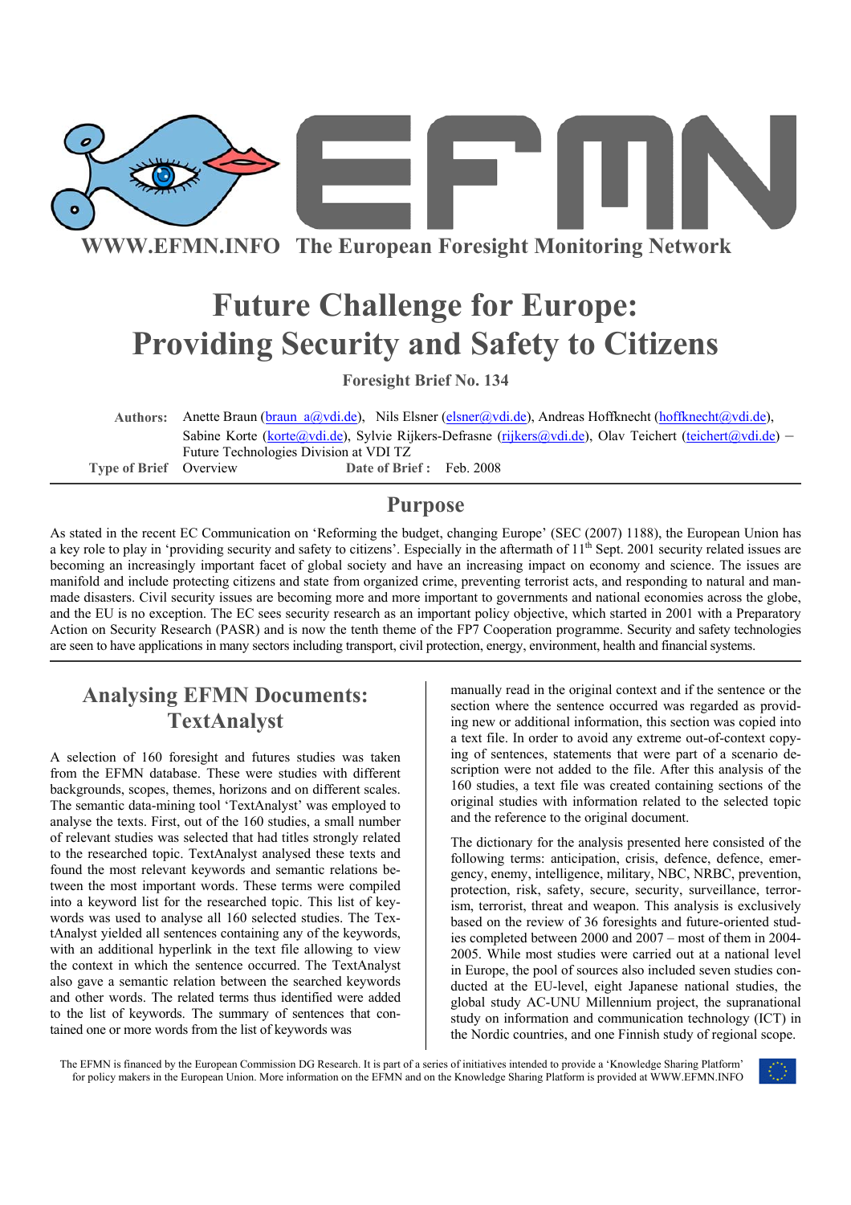WWW.EFMN.INFO The European Foresight Monitoring Network

# Future Challenge for Europe: Providing Security and Safety to Citizens

**Foresight Brief No. 134**

**Authors:** Anette Braun (braun_a@vdi.de), Nils Elsner (elsner@vdi.de), Andreas Hoffknecht (hoffknecht@vdi.de), Sabine Korte (korte@vdi.de), Sylvie Rijkers-Defrasne (rijkers@vdi.de), Olav Teichert (teichert@vdi.de) – Future Technologies Division at VDI TZ

**Type of Brief** Overview **Date of Brief :** Feb. 2008

## Purpose

As stated in the recent EC Communication on 'Reforming the budget, changing Europe' (SEC (2007) 1188), the European Union has a key role to play in 'providing security and safety to citizens'. Especially in the aftermath of 11th Sept. 2001 security related issues are becoming an increasingly important facet of global society and have an increasing impact on economy and science. The issues are manifold and include protecting citizens and state from organized crime, preventing terrorist acts, and responding to natural and man-made disasters. Civil security issues are becoming more and more important to governments and national economies across the globe, and the EU is no exception. The EC sees security research as an important policy objective, which started in 2001 with a Preparatory Action on Security Research (PASR) and is now the tenth theme of the FP7 Cooperation programme. Security and safety technologies are seen to have applications in many sectors including transport, civil protection, energy, environment, health and financial systems.

## Analysing EFMN Documents: TextAnalyst

A selection of 160 foresight and futures studies was taken from the EFMN database. These were studies with different backgrounds, scopes, themes, horizons and on different scales. The semantic data-mining tool 'TextAnalyst' was employed to analyse the texts. First, out of the 160 studies, a small number of relevant studies was selected that had titles strongly related to the researched topic. TextAnalyst analysed these texts and found the most relevant keywords and semantic relations between the most important words. These terms were compiled into a keyword list for the researched topic. This list of keywords was used to analyse all 160 selected studies. The TextAnalyst yielded all sentences containing any of the keywords, with an additional hyperlink in the text file allowing to view the context in which the sentence occurred. The TextAnalyst also gave a semantic relation between the searched keywords and other words. The related terms thus identified were added to the list of keywords. The summary of sentences that contained one or more words from the list of keywords was manually read in the original context and if the sentence or the section where the sentence occurred was regarded as providing new or additional information, this section was copied into a text file. In order to avoid any extreme out-of-context copying of sentences, statements that were part of a scenario description were not added to the file. After this analysis of the 160 studies, a text file was created containing sections of the original studies with information related to the selected topic and the reference to the original document.

The dictionary for the analysis presented here consisted of the following terms: anticipation, crisis, defence, defence, emergency, enemy, intelligence, military, NBC, NRBC, prevention, protection, risk, safety, secure, security, surveillance, terrorism, terrorist, threat and weapon. This analysis is exclusively based on the review of 36 foresights and future-oriented studies completed between 2000 and 2007 – most of them in 2004-2005. While most studies were carried out at a national level in Europe, the pool of sources also included seven studies conducted at the EU-level, eight Japanese national studies, the global study AC-UNU Millennium project, the supranational study on information and communication technology (ICT) in the Nordic countries, and one Finnish study of regional scope.

The EFMN is financed by the European Commission DG Research. It is part of a series of initiatives intended to provide a 'Knowledge Sharing Platform' for policy makers in the European Union. More information on the EFMN and on the Knowledge Sharing Platform is provided at WWW.EFMN.INFO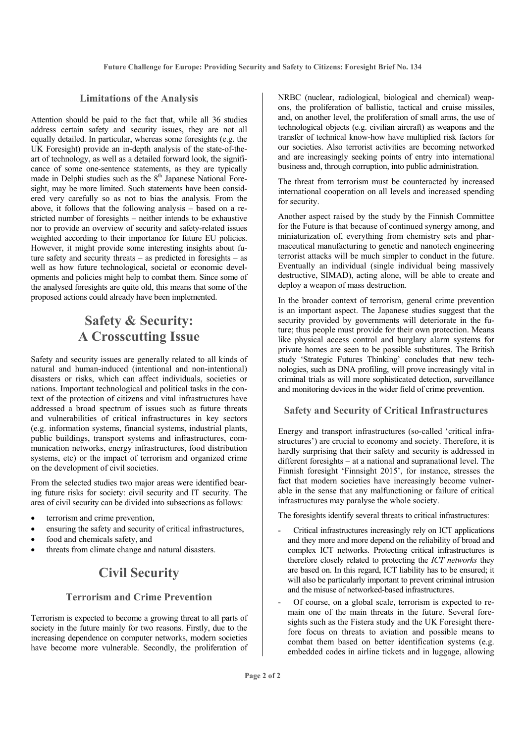### Limitations of the Analysis

Attention should be paid to the fact that, while all 36 studies address certain safety and security issues, they are not all equally detailed. In particular, whereas some foresights (e.g. the UK Foresight) provide an in-depth analysis of the state-of-the-art of technology, as well as a detailed forward look, the significance of some one-sentence statements, as they are typically made in Delphi studies such as the 8[th] Japanese National Foresight, may be more limited. Such statements have been considered very carefully so as not to bias the analysis. From the above, it follows that the following analysis – based on a restricted number of foresights – neither intends to be exhaustive nor to provide an overview of security and safety-related issues weighted according to their importance for future EU policies. However, it might provide some interesting insights about future safety and security threats – as predicted in foresights – as well as how future technological, societal or economic developments and policies might help to combat them. Since some of the analysed foresights are quite old, this means that some of the proposed actions could already have been implemented.

# Safety & Security: A Crosscutting Issue

Safety and security issues are generally related to all kinds of natural and human-induced (intentional and non-intentional) disasters or risks, which can affect individuals, societies or nations. Important technological and political tasks in the context of the protection of citizens and vital infrastructures have addressed a broad spectrum of issues such as future threats and vulnerabilities of critical infrastructures in key sectors (e.g. information systems, financial systems, industrial plants, public buildings, transport systems and infrastructures, communication networks, energy infrastructures, food distribution systems, etc) or the impact of terrorism and organized crime on the development of civil societies.

From the selected studies two major areas were identified bearing future risks for society: civil security and IT security. The area of civil security can be divided into subsections as follows:

- terrorism and crime prevention,
- ensuring the safety and security of critical infrastructures,
- food and chemicals safety, and
- threats from climate change and natural disasters.

# Civil Security

### Terrorism and Crime Prevention

Terrorism is expected to become a growing threat to all parts of society in the future mainly for two reasons. Firstly, due to the increasing dependence on computer networks, modern societies have become more vulnerable. Secondly, the proliferation of NRBC (nuclear, radiological, biological and chemical) weapons, the proliferation of ballistic, tactical and cruise missiles, and, on another level, the proliferation of small arms, the use of technological objects (e.g. civilian aircraft) as weapons and the transfer of technical know-how have multiplied risk factors for our societies. Also terrorist activities are becoming networked and are increasingly seeking points of entry into international business and, through corruption, into public administration.

The threat from terrorism must be counteracted by increased international cooperation on all levels and increased spending for security.

Another aspect raised by the study by the Finnish Committee for the Future is that because of continued synergy among, and miniaturization of, everything from chemistry sets and pharmaceutical manufacturing to genetic and nanotech engineering terrorist attacks will be much simpler to conduct in the future. Eventually an individual (single individual being massively destructive, SIMAD), acting alone, will be able to create and deploy a weapon of mass destruction.

In the broader context of terrorism, general crime prevention is an important aspect. The Japanese studies suggest that the security provided by governments will deteriorate in the future; thus people must provide for their own protection. Means like physical access control and burglary alarm systems for private homes are seen to be possible substitutes. The British study 'Strategic Futures Thinking' concludes that new technologies, such as DNA profiling, will prove increasingly vital in criminal trials as will more sophisticated detection, surveillance and monitoring devices in the wider field of crime prevention.

### Safety and Security of Critical Infrastructures

Energy and transport infrastructures (so-called 'critical infrastructures') are crucial to economy and society. Therefore, it is hardly surprising that their safety and security is addressed in different foresights – at a national and supranational level. The Finnish foresight 'Finnsight 2015', for instance, stresses the fact that modern societies have increasingly become vulnerable in the sense that any malfunctioning or failure of critical infrastructures may paralyse the whole society.

The foresights identify several threats to critical infrastructures:

- Critical infrastructures increasingly rely on ICT applications and they more and more depend on the reliability of broad and complex ICT networks. Protecting critical infrastructures is therefore closely related to protecting the *ICT networks* they are based on. In this regard, ICT liability has to be ensured; it will also be particularly important to prevent criminal intrusion and the misuse of networked-based infrastructures.
- Of course, on a global scale, terrorism is expected to remain one of the main threats in the future. Several foresights such as the Fistera study and the UK Foresight therefore focus on threats to aviation and possible means to combat them based on better identification systems (e.g. embedded codes in airline tickets and in luggage, allowing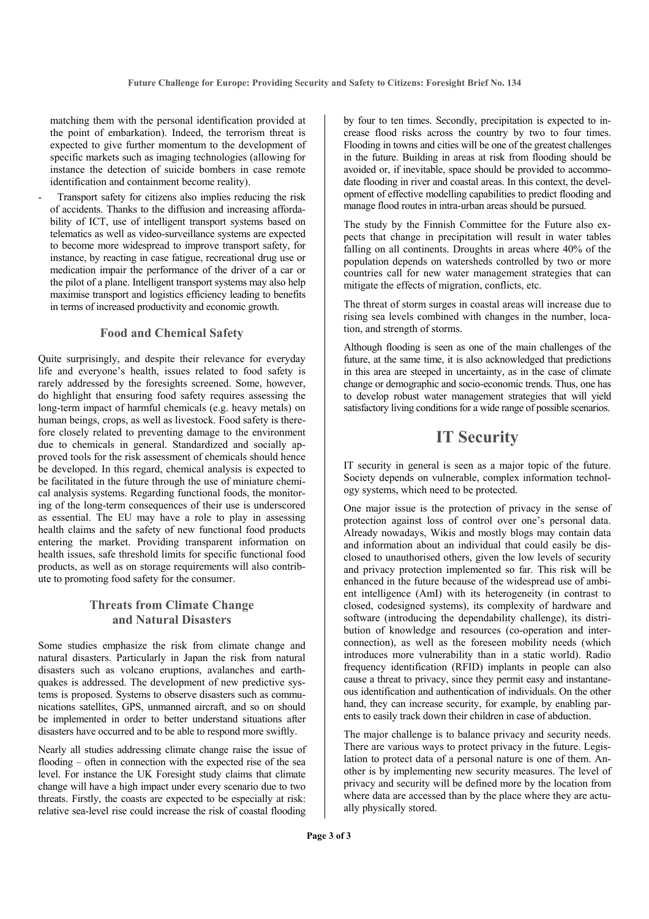matching them with the personal identification provided at the point of embarkation). Indeed, the terrorism threat is expected to give further momentum to the development of specific markets such as imaging technologies (allowing for instance the detection of suicide bombers in case remote identification and containment become reality).

- Transport safety for citizens also implies reducing the risk of accidents. Thanks to the diffusion and increasing affordability of ICT, use of intelligent transport systems based on telematics as well as video-surveillance systems are expected to become more widespread to improve transport safety, for instance, by reacting in case fatigue, recreational drug use or medication impair the performance of the driver of a car or the pilot of a plane. Intelligent transport systems may also help maximise transport and logistics efficiency leading to benefits in terms of increased productivity and economic growth.

### Food and Chemical Safety

Quite surprisingly, and despite their relevance for everyday life and everyone's health, issues related to food safety is rarely addressed by the foresights screened. Some, however, do highlight that ensuring food safety requires assessing the long-term impact of harmful chemicals (e.g. heavy metals) on human beings, crops, as well as livestock. Food safety is therefore closely related to preventing damage to the environment due to chemicals in general. Standardized and socially approved tools for the risk assessment of chemicals should hence be developed. In this regard, chemical analysis is expected to be facilitated in the future through the use of miniature chemical analysis systems. Regarding functional foods, the monitoring of the long-term consequences of their use is underscored as essential. The EU may have a role to play in assessing health claims and the safety of new functional food products entering the market. Providing transparent information on health issues, safe threshold limits for specific functional food products, as well as on storage requirements will also contribute to promoting food safety for the consumer.

### Threats from Climate Change and Natural Disasters

Some studies emphasize the risk from climate change and natural disasters. Particularly in Japan the risk from natural disasters such as volcano eruptions, avalanches and earthquakes is addressed. The development of new predictive systems is proposed. Systems to observe disasters such as communications satellites, GPS, unmanned aircraft, and so on should be implemented in order to better understand situations after disasters have occurred and to be able to respond more swiftly.

Nearly all studies addressing climate change raise the issue of flooding – often in connection with the expected rise of the sea level. For instance the UK Foresight study claims that climate change will have a high impact under every scenario due to two threats. Firstly, the coasts are expected to be especially at risk: relative sea-level rise could increase the risk of coastal flooding by four to ten times. Secondly, precipitation is expected to increase flood risks across the country by two to four times. Flooding in towns and cities will be one of the greatest challenges in the future. Building in areas at risk from flooding should be avoided or, if inevitable, space should be provided to accommodate flooding in river and coastal areas. In this context, the development of effective modelling capabilities to predict flooding and manage flood routes in intra-urban areas should be pursued.

The study by the Finnish Committee for the Future also expects that change in precipitation will result in water tables falling on all continents. Droughts in areas where 40% of the population depends on watersheds controlled by two or more countries call for new water management strategies that can mitigate the effects of migration, conflicts, etc.

The threat of storm surges in coastal areas will increase due to rising sea levels combined with changes in the number, location, and strength of storms.

Although flooding is seen as one of the main challenges of the future, at the same time, it is also acknowledged that predictions in this area are steeped in uncertainty, as in the case of climate change or demographic and socio-economic trends. Thus, one has to develop robust water management strategies that will yield satisfactory living conditions for a wide range of possible scenarios.

## IT Security

IT security in general is seen as a major topic of the future. Society depends on vulnerable, complex information technology systems, which need to be protected.

One major issue is the protection of privacy in the sense of protection against loss of control over one's personal data. Already nowadays, Wikis and mostly blogs may contain data and information about an individual that could easily be disclosed to unauthorised others, given the low levels of security and privacy protection implemented so far. This risk will be enhanced in the future because of the widespread use of ambient intelligence (AmI) with its heterogeneity (in contrast to closed, codesigned systems), its complexity of hardware and software (introducing the dependability challenge), its distribution of knowledge and resources (co-operation and interconnection), as well as the foreseen mobility needs (which introduces more vulnerability than in a static world). Radio frequency identification (RFID) implants in people can also cause a threat to privacy, since they permit easy and instantaneous identification and authentication of individuals. On the other hand, they can increase security, for example, by enabling parents to easily track down their children in case of abduction.

The major challenge is to balance privacy and security needs. There are various ways to protect privacy in the future. Legislation to protect data of a personal nature is one of them. Another is by implementing new security measures. The level of privacy and security will be defined more by the location from where data are accessed than by the place where they are actually physically stored.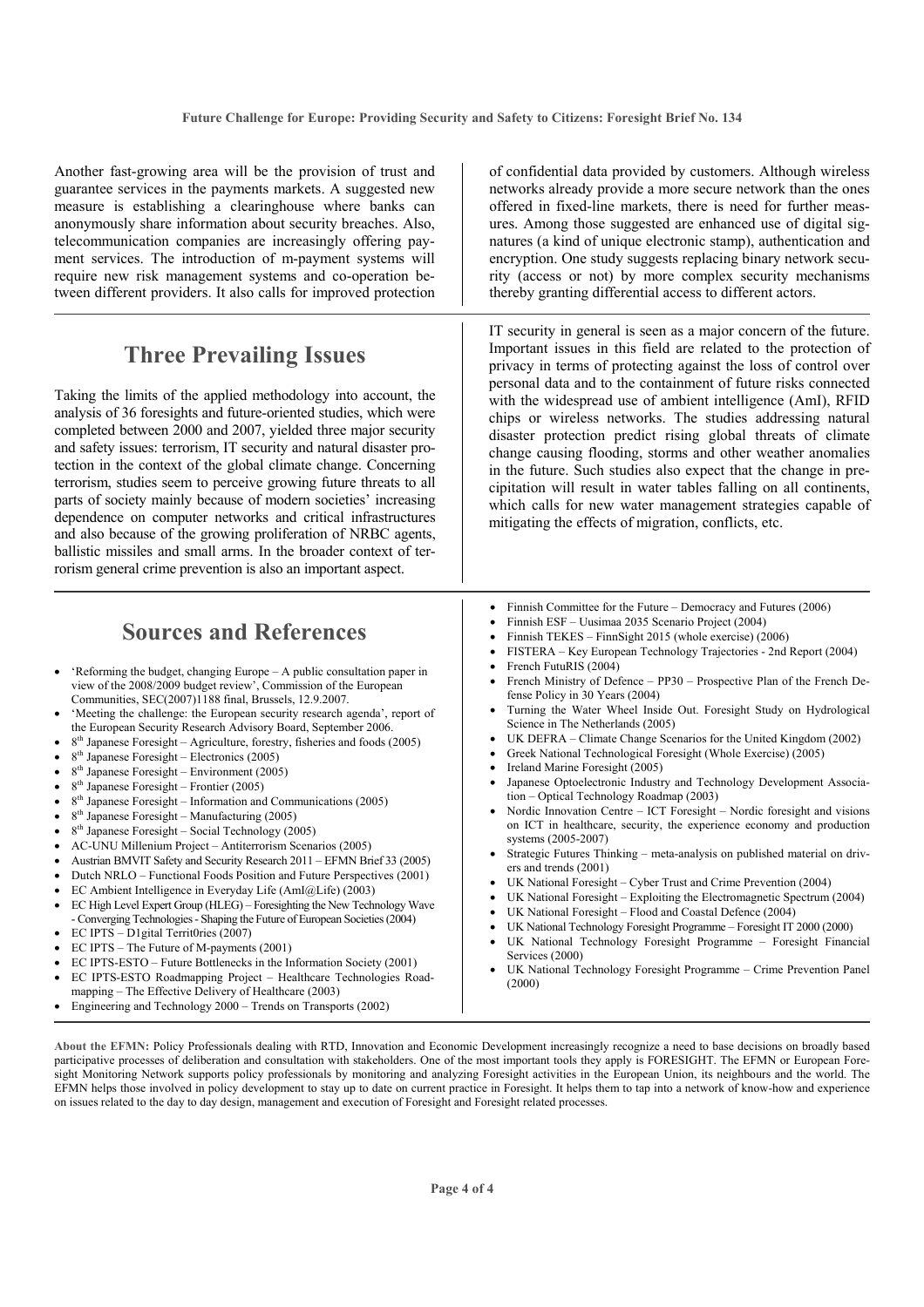Another fast-growing area will be the provision of trust and guarantee services in the payments markets. A suggested new measure is establishing a clearinghouse where banks can anonymously share information about security breaches. Also, telecommunication companies are increasingly offering payment services. The introduction of m-payment systems will require new risk management systems and co-operation between different providers. It also calls for improved protection of confidential data provided by customers. Although wireless networks already provide a more secure network than the ones offered in fixed-line markets, there is need for further measures. Among those suggested are enhanced use of digital signatures (a kind of unique electronic stamp), authentication and encryption. One study suggests replacing binary network security (access or not) by more complex security mechanisms thereby granting differential access to different actors.

## Three Prevailing Issues

Taking the limits of the applied methodology into account, the analysis of 36 foresights and future-oriented studies, which were completed between 2000 and 2007, yielded three major security and safety issues: terrorism, IT security and natural disaster protection in the context of the global climate change. Concerning terrorism, studies seem to perceive growing future threats to all parts of society mainly because of modern societies' increasing dependence on computer networks and critical infrastructures and also because of the growing proliferation of NRBC agents, ballistic missiles and small arms. In the broader context of terrorism general crime prevention is also an important aspect.

IT security in general is seen as a major concern of the future. Important issues in this field are related to the protection of privacy in terms of protecting against the loss of control over personal data and to the containment of future risks connected with the widespread use of ambient intelligence (AmI), RFID chips or wireless networks. The studies addressing natural disaster protection predict rising global threats of climate change causing flooding, storms and other weather anomalies in the future. Such studies also expect that the change in precipitation will result in water tables falling on all continents, which calls for new water management strategies capable of mitigating the effects of migration, conflicts, etc.

## Sources and References

- 'Reforming the budget, changing Europe – A public consultation paper in view of the 2008/2009 budget review', Commission of the European Communities, SEC(2007)1188 final, Brussels, 12.9.2007.
- 'Meeting the challenge: the European security research agenda', report of the European Security Research Advisory Board, September 2006.
- 8th Japanese Foresight – Agriculture, forestry, fisheries and foods (2005)
- 8th Japanese Foresight – Electronics (2005)
- 8th Japanese Foresight – Environment (2005)
- 8th Japanese Foresight – Frontier (2005)
- 8th Japanese Foresight – Information and Communications (2005)
- 8th Japanese Foresight – Manufacturing (2005)
- 8th Japanese Foresight – Social Technology (2005)
- AC-UNU Millenium Project – Antiterrorism Scenarios (2005)
- Austrian BMVIT Safety and Security Research 2011 – EFMN Brief 33 (2005)
- Dutch NRLO – Functional Foods Position and Future Perspectives (2001)
- EC Ambient Intelligence in Everyday Life (AmI@Life) (2003)
- EC High Level Expert Group (HLEG) – Foresighting the New Technology Wave - Converging Technologies - Shaping the Future of European Societies (2004)
- EC IPTS – D1gital Territ0ries (2007)
- EC IPTS – The Future of M-payments (2001)
- EC IPTS-ESTO – Future Bottlenecks in the Information Society (2001)
- EC IPTS-ESTO Roadmapping Project – Healthcare Technologies Roadmapping – The Effective Delivery of Healthcare (2003)
- Engineering and Technology 2000 – Trends on Transports (2002)
- Finnish Committee for the Future – Democracy and Futures (2006)
- Finnish ESF – Uusimaa 2035 Scenario Project (2004)
- Finnish TEKES – FinnSight 2015 (whole exercise) (2006)
- FISTERA – Key European Technology Trajectories - 2nd Report (2004)
- French FutuRIS (2004)
- French Ministry of Defence – PP30 – Prospective Plan of the French Defense Policy in 30 Years (2004)
- Turning the Water Wheel Inside Out. Foresight Study on Hydrological Science in The Netherlands (2005)
- UK DEFRA – Climate Change Scenarios for the United Kingdom (2002)
- Greek National Technological Foresight (Whole Exercise) (2005)
- Ireland Marine Foresight (2005)
- Japanese Optoelectronic Industry and Technology Development Association – Optical Technology Roadmap (2003)
- Nordic Innovation Centre – ICT Foresight – Nordic foresight and visions on ICT in healthcare, security, the experience economy and production systems (2005-2007)
- Strategic Futures Thinking – meta-analysis on published material on drivers and trends (2001)
- UK National Foresight – Cyber Trust and Crime Prevention (2004)
- UK National Foresight – Exploiting the Electromagnetic Spectrum (2004)
- UK National Foresight – Flood and Coastal Defence (2004)
- UK National Technology Foresight Programme – Foresight IT 2000 (2000)
- UK National Technology Foresight Programme – Foresight Financial Services (2000)
- UK National Technology Foresight Programme – Crime Prevention Panel (2000)

**About the EFMN:** Policy Professionals dealing with RTD, Innovation and Economic Development increasingly recognize a need to base decisions on broadly based participative processes of deliberation and consultation with stakeholders. One of the most important tools they apply is FORESIGHT. The EFMN or European Foresight Monitoring Network supports policy professionals by monitoring and analyzing Foresight activities in the European Union, its neighbours and the world. The EFMN helps those involved in policy development to stay up to date on current practice in Foresight. It helps them to tap into a network of know-how and experience on issues related to the day to day design, management and execution of Foresight and Foresight related processes.